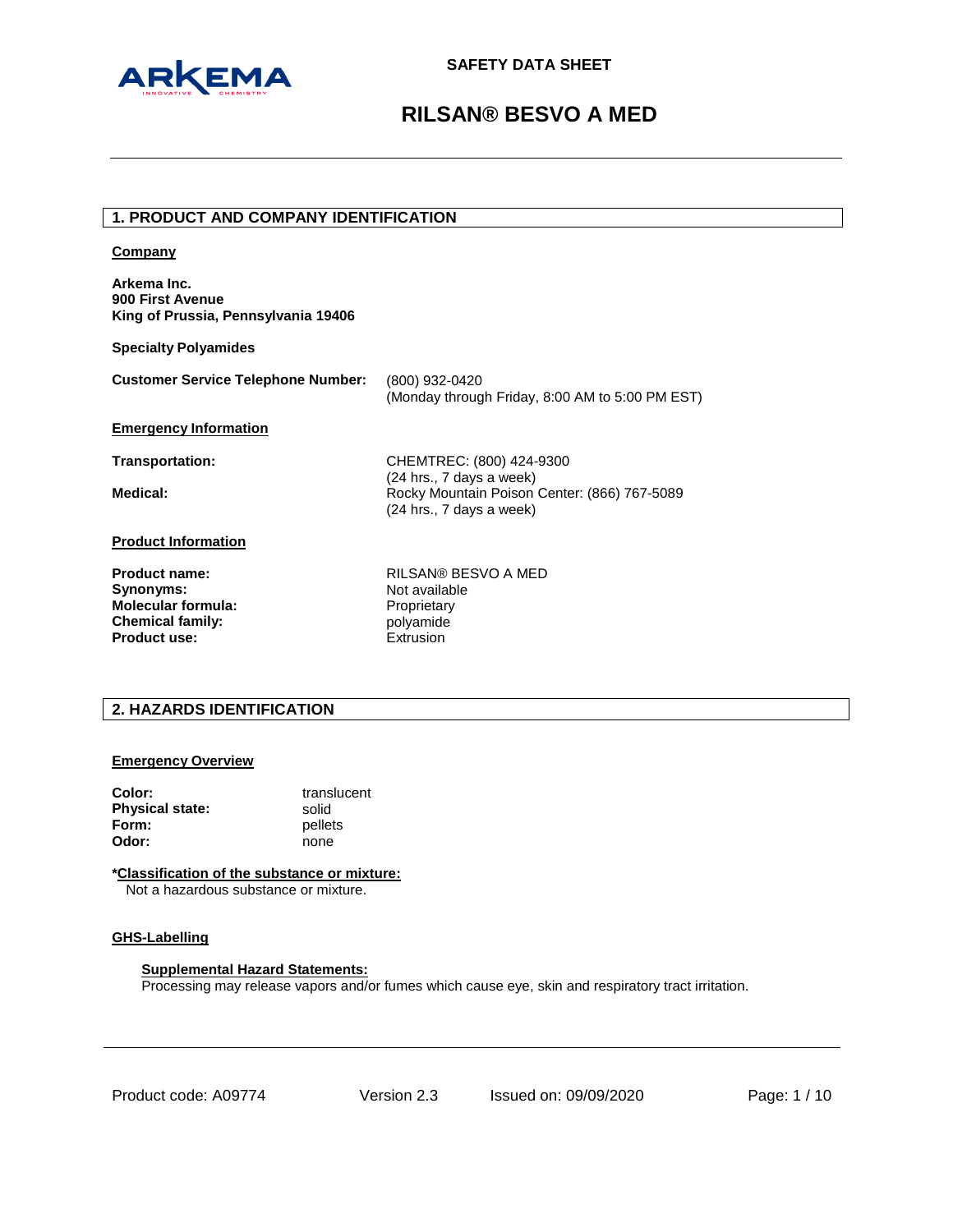SAFETY DATA SHEET

# RILSAN® BESVO A MED

## 1. PRODUCT AND COMPANY IDENTIFICATION

**Company**

**Arkema Inc.**
**900 First Avenue**
**King of Prussia, Pennsylvania 19406**

**Specialty Polyamides**

**Customer Service Telephone Number:** (800) 932-0420
(Monday through Friday, 8:00 AM to 5:00 PM EST)

**Emergency Information**

**Transportation:** CHEMTREC: (800) 424-9300
(24 hrs., 7 days a week)

**Medical:** Rocky Mountain Poison Center: (866) 767-5089
(24 hrs., 7 days a week)

**Product Information**

| | |
|---|---|
| **Product name:** | RILSAN® BESVO A MED |
| **Synonyms:** | Not available |
| **Molecular formula:** | Proprietary |
| **Chemical family:** | polyamide |
| **Product use:** | Extrusion |

## 2. HAZARDS IDENTIFICATION

**Emergency Overview**

| | |
|---|---|
| **Color:** | translucent |
| **Physical state:** | solid |
| **Form:** | pellets |
| **Odor:** | none |

***Classification of the substance or mixture:**
Not a hazardous substance or mixture.

**GHS-Labelling**

**Supplemental Hazard Statements:**
Processing may release vapors and/or fumes which cause eye, skin and respiratory tract irritation.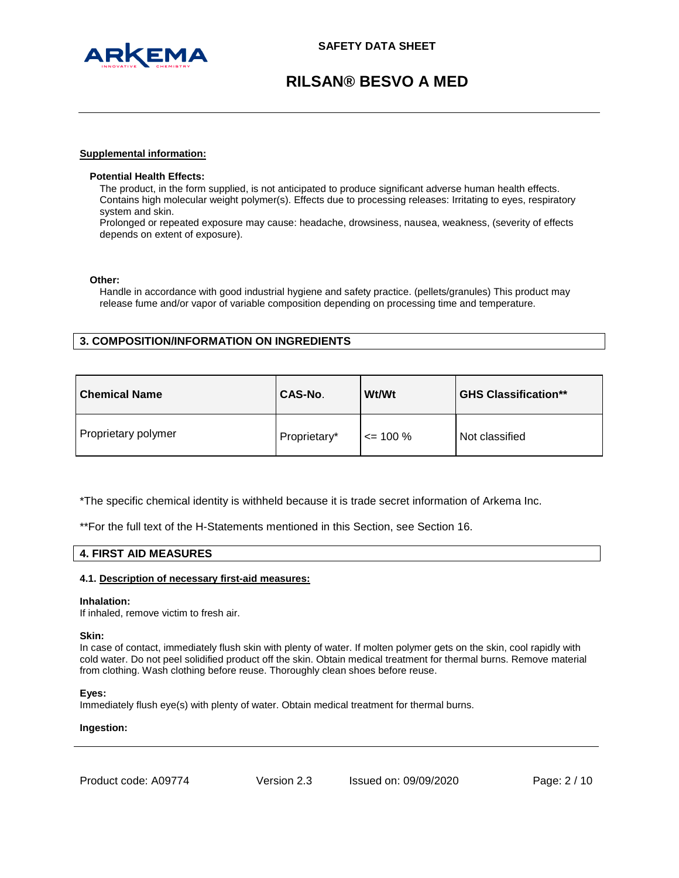**Supplemental information:**

**Potential Health Effects:**

The product, in the form supplied, is not anticipated to produce significant adverse human health effects. Contains high molecular weight polymer(s). Effects due to processing releases: Irritating to eyes, respiratory system and skin.
Prolonged or repeated exposure may cause: headache, drowsiness, nausea, weakness, (severity of effects depends on extent of exposure).

**Other:**

Handle in accordance with good industrial hygiene and safety practice. (pellets/granules) This product may release fume and/or vapor of variable composition depending on processing time and temperature.

## 3. COMPOSITION/INFORMATION ON INGREDIENTS

| Chemical Name | CAS-No. | Wt/Wt | GHS Classification** |
|---|---|---|---|
| Proprietary polymer | Proprietary* | <= 100 % | Not classified |

*The specific chemical identity is withheld because it is trade secret information of Arkema Inc.

**For the full text of the H-Statements mentioned in this Section, see Section 16.

## 4. FIRST AID MEASURES

### 4.1. Description of necessary first-aid measures:

**Inhalation:**
If inhaled, remove victim to fresh air.

**Skin:**
In case of contact, immediately flush skin with plenty of water. If molten polymer gets on the skin, cool rapidly with cold water. Do not peel solidified product off the skin. Obtain medical treatment for thermal burns. Remove material from clothing. Wash clothing before reuse. Thoroughly clean shoes before reuse.

**Eyes:**
Immediately flush eye(s) with plenty of water. Obtain medical treatment for thermal burns.

**Ingestion:**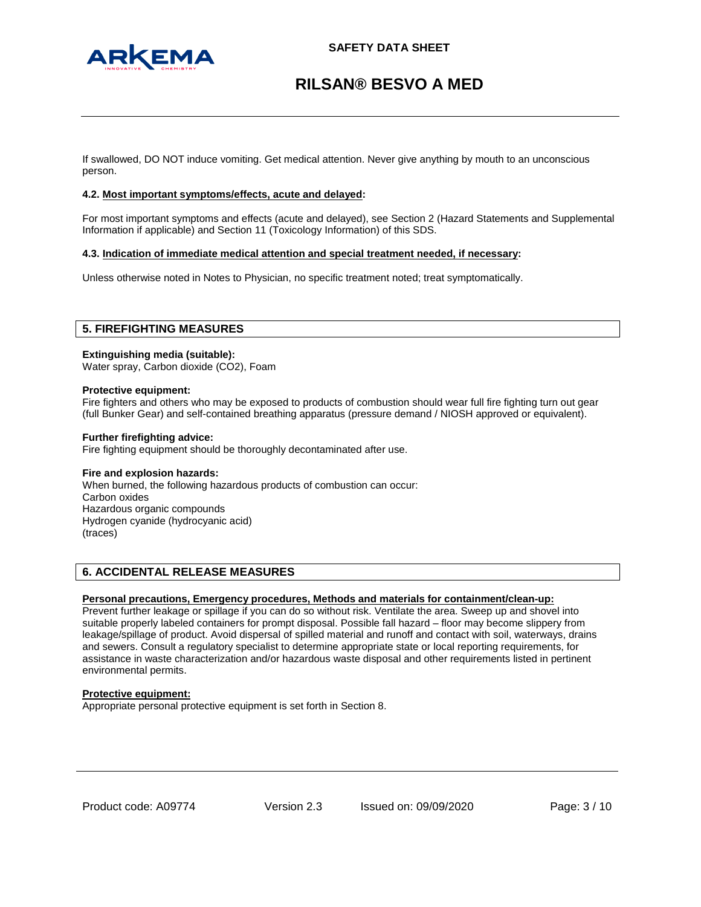If swallowed, DO NOT induce vomiting. Get medical attention. Never give anything by mouth to an unconscious person.

#### 4.2. Most important symptoms/effects, acute and delayed:

For most important symptoms and effects (acute and delayed), see Section 2 (Hazard Statements and Supplemental Information if applicable) and Section 11 (Toxicology Information) of this SDS.

#### 4.3. Indication of immediate medical attention and special treatment needed, if necessary:

Unless otherwise noted in Notes to Physician, no specific treatment noted; treat symptomatically.

## 5. FIREFIGHTING MEASURES

**Extinguishing media (suitable):**
Water spray, Carbon dioxide ($CO_2$), Foam

**Protective equipment:**
Fire fighters and others who may be exposed to products of combustion should wear full fire fighting turn out gear (full Bunker Gear) and self-contained breathing apparatus (pressure demand / NIOSH approved or equivalent).

**Further firefighting advice:**
Fire fighting equipment should be thoroughly decontaminated after use.

**Fire and explosion hazards:**
When burned, the following hazardous products of combustion can occur:
Carbon oxides
Hazardous organic compounds
Hydrogen cyanide (hydrocyanic acid)
(traces)

## 6. ACCIDENTAL RELEASE MEASURES

**Personal precautions, Emergency procedures, Methods and materials for containment/clean-up:**
Prevent further leakage or spillage if you can do so without risk. Ventilate the area. Sweep up and shovel into suitable properly labeled containers for prompt disposal. Possible fall hazard – floor may become slippery from leakage/spillage of product. Avoid dispersal of spilled material and runoff and contact with soil, waterways, drains and sewers. Consult a regulatory specialist to determine appropriate state or local reporting requirements, for assistance in waste characterization and/or hazardous waste disposal and other requirements listed in pertinent environmental permits.

**Protective equipment:**
Appropriate personal protective equipment is set forth in Section 8.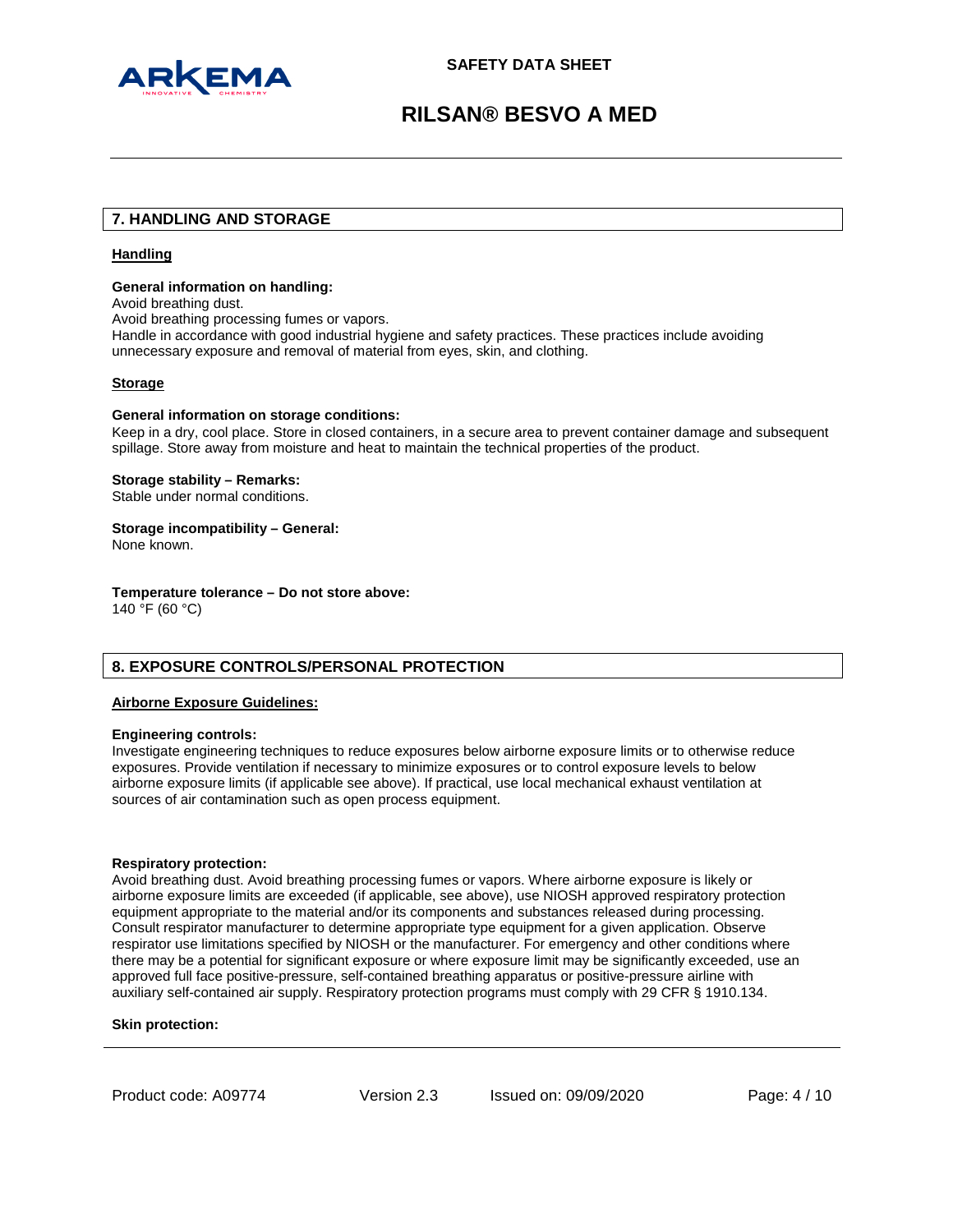## 7. HANDLING AND STORAGE

### Handling

**General information on handling:**
Avoid breathing dust.
Avoid breathing processing fumes or vapors.
Handle in accordance with good industrial hygiene and safety practices. These practices include avoiding unnecessary exposure and removal of material from eyes, skin, and clothing.

### Storage

**General information on storage conditions:**
Keep in a dry, cool place. Store in closed containers, in a secure area to prevent container damage and subsequent spillage. Store away from moisture and heat to maintain the technical properties of the product.

**Storage stability – Remarks:**
Stable under normal conditions.

**Storage incompatibility – General:**
None known.

**Temperature tolerance – Do not store above:**
140 °F (60 °C)

## 8. EXPOSURE CONTROLS/PERSONAL PROTECTION

### Airborne Exposure Guidelines:

**Engineering controls:**
Investigate engineering techniques to reduce exposures below airborne exposure limits or to otherwise reduce exposures. Provide ventilation if necessary to minimize exposures or to control exposure levels to below airborne exposure limits (if applicable see above). If practical, use local mechanical exhaust ventilation at sources of air contamination such as open process equipment.

**Respiratory protection:**
Avoid breathing dust. Avoid breathing processing fumes or vapors. Where airborne exposure is likely or airborne exposure limits are exceeded (if applicable, see above), use NIOSH approved respiratory protection equipment appropriate to the material and/or its components and substances released during processing. Consult respirator manufacturer to determine appropriate type equipment for a given application. Observe respirator use limitations specified by NIOSH or the manufacturer. For emergency and other conditions where there may be a potential for significant exposure or where exposure limit may be significantly exceeded, use an approved full face positive-pressure, self-contained breathing apparatus or positive-pressure airline with auxiliary self-contained air supply. Respiratory protection programs must comply with 29 CFR § 1910.134.

**Skin protection:**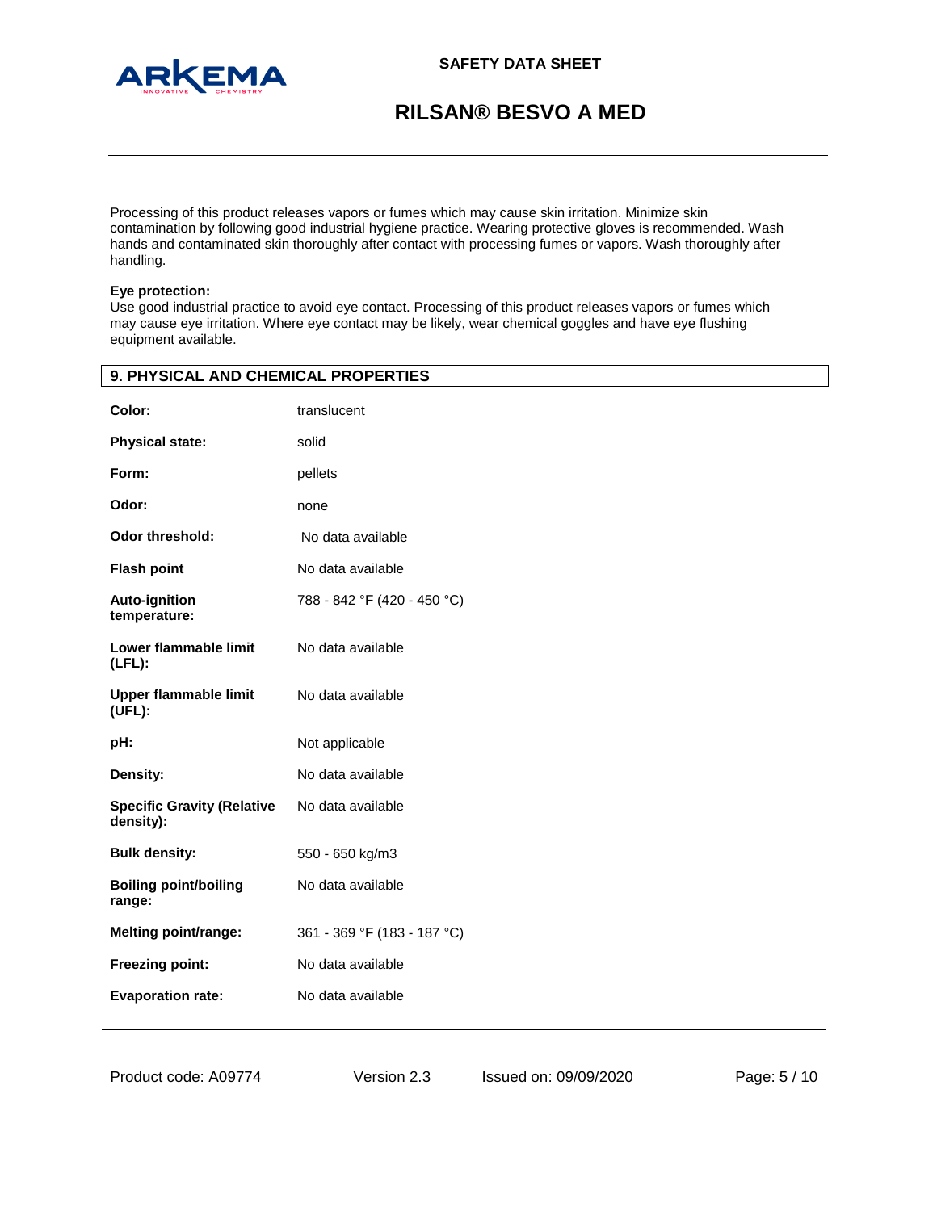Processing of this product releases vapors or fumes which may cause skin irritation. Minimize skin contamination by following good industrial hygiene practice. Wearing protective gloves is recommended. Wash hands and contaminated skin thoroughly after contact with processing fumes or vapors. Wash thoroughly after handling.

**Eye protection:**
Use good industrial practice to avoid eye contact. Processing of this product releases vapors or fumes which may cause eye irritation. Where eye contact may be likely, wear chemical goggles and have eye flushing equipment available.

## 9. PHYSICAL AND CHEMICAL PROPERTIES

| | |
|---|---|
| **Color:** | translucent |
| **Physical state:** | solid |
| **Form:** | pellets |
| **Odor:** | none |
| **Odor threshold:** | No data available |
| **Flash point** | No data available |
| **Auto-ignition temperature:** | 788 - 842 °F (420 - 450 °C) |
| **Lower flammable limit (LFL):** | No data available |
| **Upper flammable limit (UFL):** | No data available |
| **pH:** | Not applicable |
| **Density:** | No data available |
| **Specific Gravity (Relative density):** | No data available |
| **Bulk density:** | 550 - 650 kg/m3 |
| **Boiling point/boiling range:** | No data available |
| **Melting point/range:** | 361 - 369 °F (183 - 187 °C) |
| **Freezing point:** | No data available |
| **Evaporation rate:** | No data available |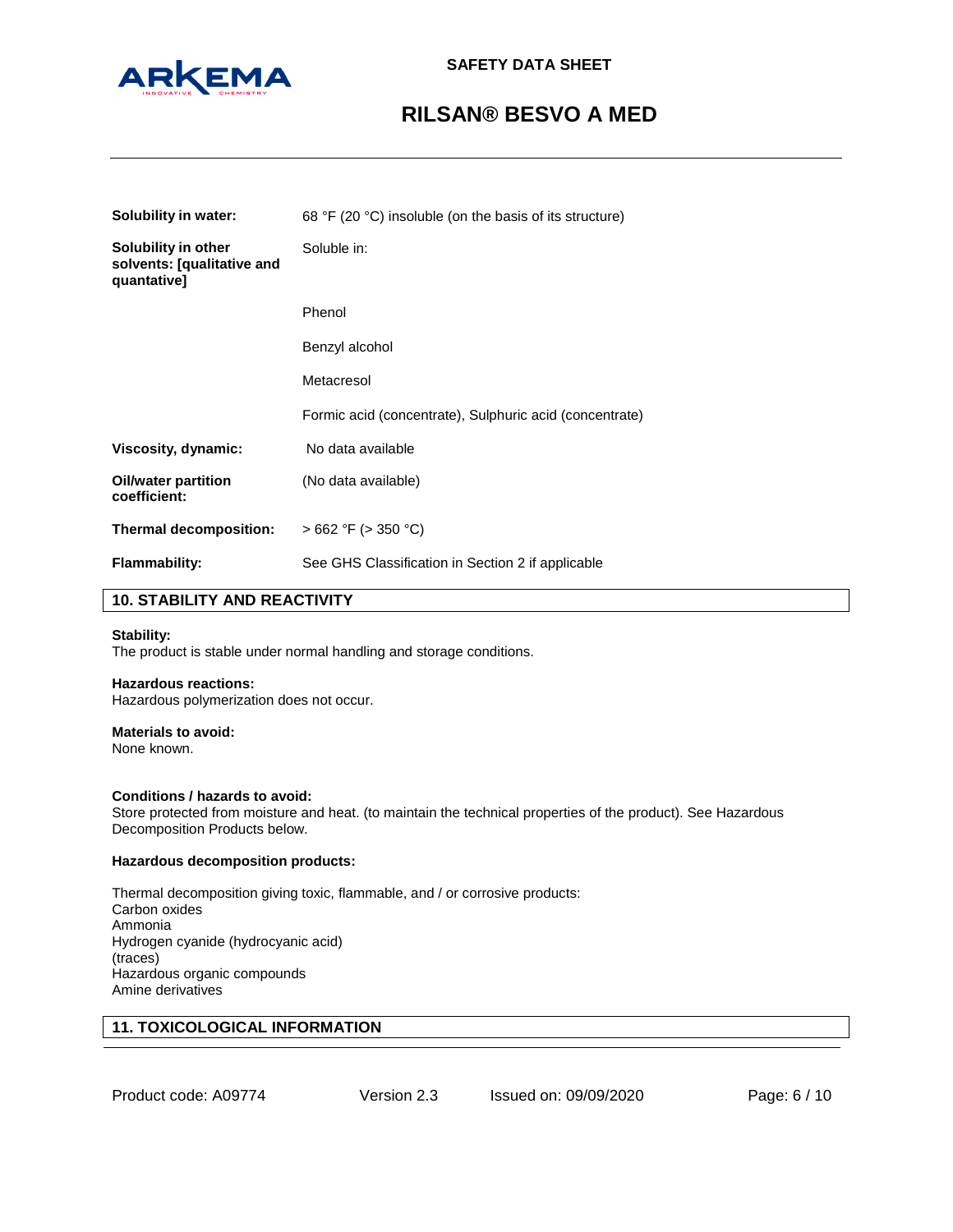| | |
|---|---|
| **Solubility in water:** | 68 °F (20 °C) insoluble (on the basis of its structure) |
| **Solubility in other solvents: [qualitative and quantative]** | Soluble in: |
| | Phenol |
| | Benzyl alcohol |
| | Metacresol |
| | Formic acid (concentrate), Sulphuric acid (concentrate) |
| **Viscosity, dynamic:** | No data available |
| **Oil/water partition coefficient:** | (No data available) |
| **Thermal decomposition:** | > 662 °F (> 350 °C) |
| **Flammability:** | See GHS Classification in Section 2 if applicable |

## 10. STABILITY AND REACTIVITY

**Stability:**
The product is stable under normal handling and storage conditions.

**Hazardous reactions:**
Hazardous polymerization does not occur.

**Materials to avoid:**
None known.

**Conditions / hazards to avoid:**
Store protected from moisture and heat. (to maintain the technical properties of the product). See Hazardous Decomposition Products below.

**Hazardous decomposition products:**

Thermal decomposition giving toxic, flammable, and / or corrosive products:
Carbon oxides
Ammonia
Hydrogen cyanide (hydrocyanic acid)
(traces)
Hazardous organic compounds
Amine derivatives

## 11. TOXICOLOGICAL INFORMATION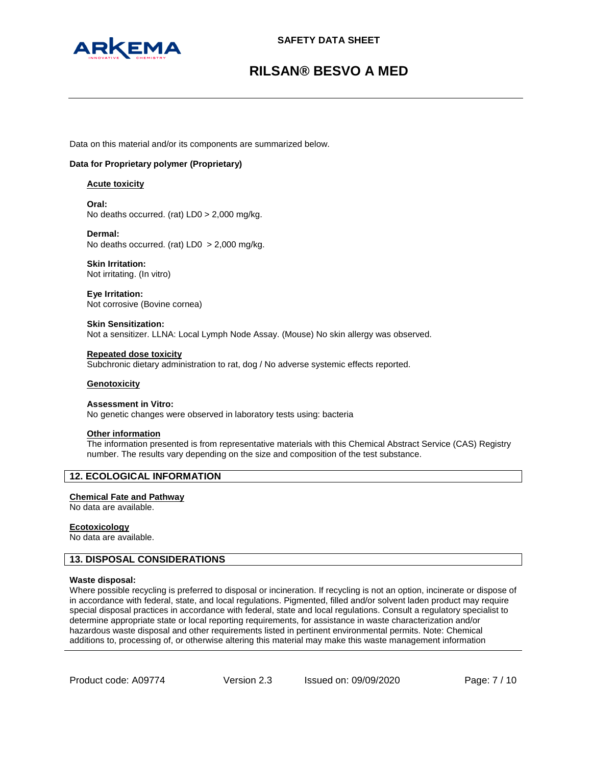Data on this material and/or its components are summarized below.

**Data for Proprietary polymer (Proprietary)**

**Acute toxicity**

**Oral:**
No deaths occurred. (rat) LD0 > 2,000 mg/kg.

**Dermal:**
No deaths occurred. (rat) LD0 > 2,000 mg/kg.

**Skin Irritation:**
Not irritating. (In vitro)

**Eye Irritation:**
Not corrosive (Bovine cornea)

**Skin Sensitization:**
Not a sensitizer. LLNA: Local Lymph Node Assay. (Mouse) No skin allergy was observed.

**Repeated dose toxicity**
Subchronic dietary administration to rat, dog / No adverse systemic effects reported.

**Genotoxicity**

**Assessment in Vitro:**
No genetic changes were observed in laboratory tests using: bacteria

**Other information**
The information presented is from representative materials with this Chemical Abstract Service (CAS) Registry number. The results vary depending on the size and composition of the test substance.

## 12. ECOLOGICAL INFORMATION

**Chemical Fate and Pathway**
No data are available.

**Ecotoxicology**
No data are available.

## 13. DISPOSAL CONSIDERATIONS

**Waste disposal:**
Where possible recycling is preferred to disposal or incineration. If recycling is not an option, incinerate or dispose of in accordance with federal, state, and local regulations. Pigmented, filled and/or solvent laden product may require special disposal practices in accordance with federal, state and local regulations. Consult a regulatory specialist to determine appropriate state or local reporting requirements, for assistance in waste characterization and/or hazardous waste disposal and other requirements listed in pertinent environmental permits. Note: Chemical additions to, processing of, or otherwise altering this material may make this waste management information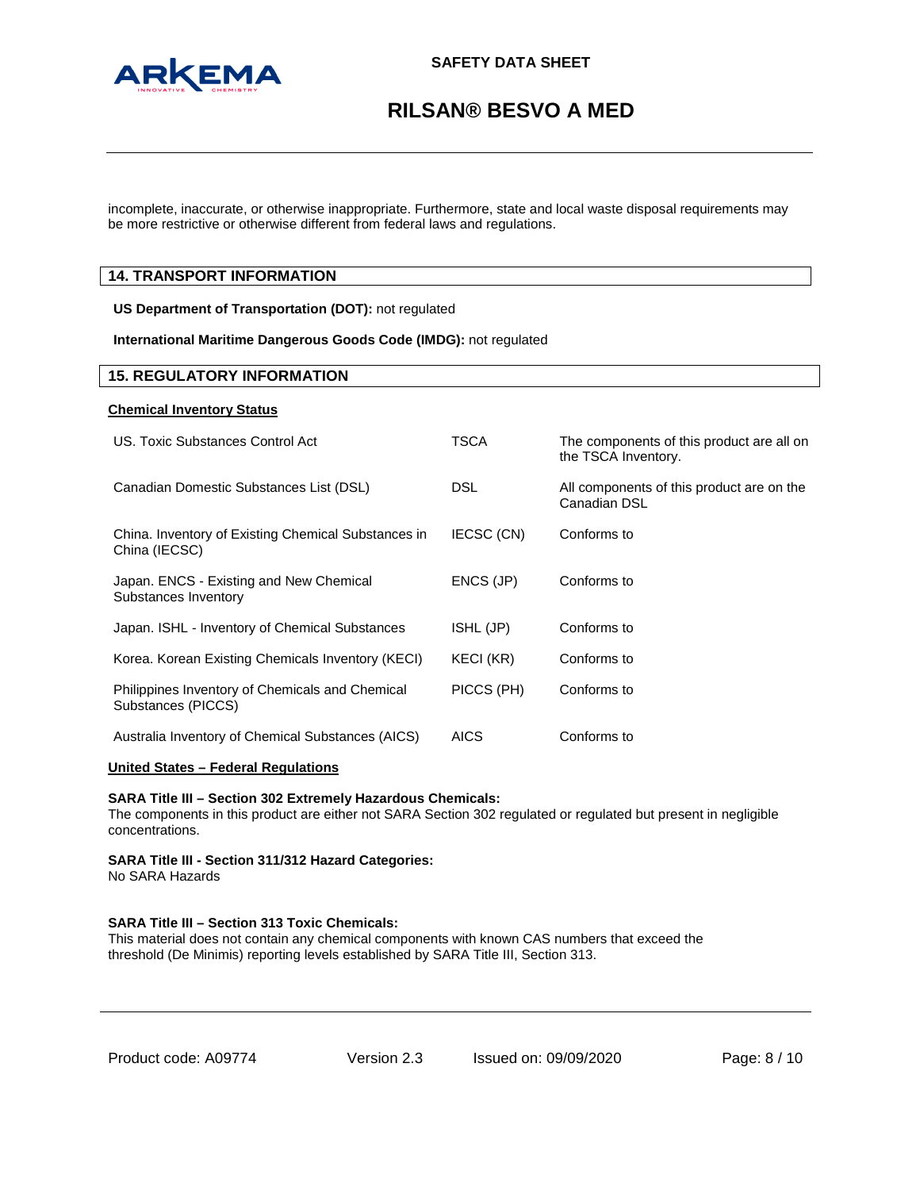incomplete, inaccurate, or otherwise inappropriate. Furthermore, state and local waste disposal requirements may be more restrictive or otherwise different from federal laws and regulations.

## 14. TRANSPORT INFORMATION

**US Department of Transportation (DOT):** not regulated

**International Maritime Dangerous Goods Code (IMDG):** not regulated

## 15. REGULATORY INFORMATION

**Chemical Inventory Status**

| | | |
|---|---|---|
| US. Toxic Substances Control Act | TSCA | The components of this product are all on the TSCA Inventory. |
| Canadian Domestic Substances List (DSL) | DSL | All components of this product are on the Canadian DSL |
| China. Inventory of Existing Chemical Substances in China (IECSC) | IECSC (CN) | Conforms to |
| Japan. ENCS - Existing and New Chemical Substances Inventory | ENCS (JP) | Conforms to |
| Japan. ISHL - Inventory of Chemical Substances | ISHL (JP) | Conforms to |
| Korea. Korean Existing Chemicals Inventory (KECI) | KECI (KR) | Conforms to |
| Philippines Inventory of Chemicals and Chemical Substances (PICCS) | PICCS (PH) | Conforms to |
| Australia Inventory of Chemical Substances (AICS) | AICS | Conforms to |

**United States – Federal Regulations**

**SARA Title III – Section 302 Extremely Hazardous Chemicals:**
The components in this product are either not SARA Section 302 regulated or regulated but present in negligible concentrations.

**SARA Title III - Section 311/312 Hazard Categories:**
No SARA Hazards

**SARA Title III – Section 313 Toxic Chemicals:**
This material does not contain any chemical components with known CAS numbers that exceed the threshold (De Minimis) reporting levels established by SARA Title III, Section 313.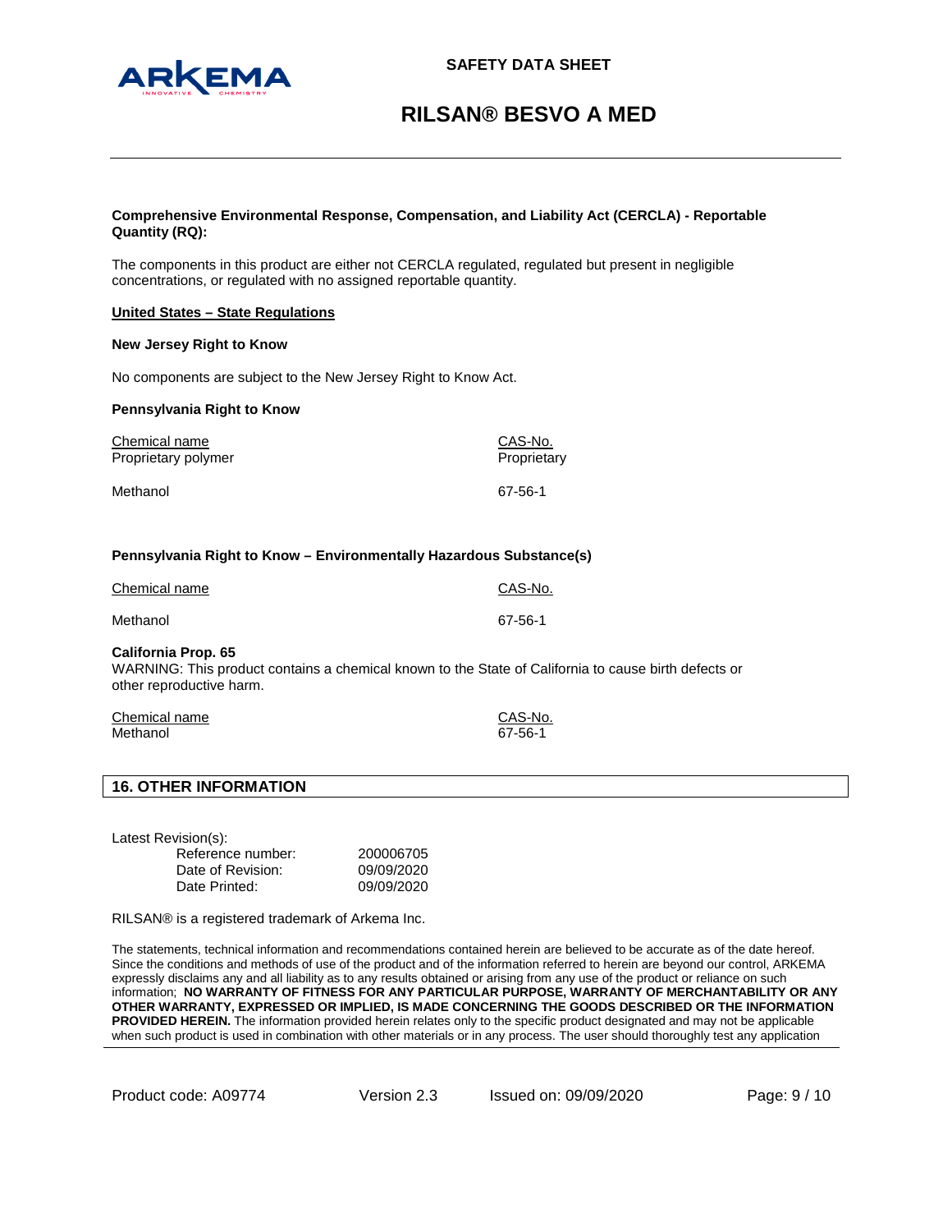**Comprehensive Environmental Response, Compensation, and Liability Act (CERCLA) - Reportable Quantity (RQ):**

The components in this product are either not CERCLA regulated, regulated but present in negligible concentrations, or regulated with no assigned reportable quantity.

**United States – State Regulations**

**New Jersey Right to Know**

No components are subject to the New Jersey Right to Know Act.

**Pennsylvania Right to Know**

| Chemical name | CAS-No. |
|---|---|
| Proprietary polymer | Proprietary |
| Methanol | 67-56-1 |

**Pennsylvania Right to Know – Environmentally Hazardous Substance(s)**

| Chemical name | CAS-No. |
|---|---|
| Methanol | 67-56-1 |

**California Prop. 65**
WARNING: This product contains a chemical known to the State of California to cause birth defects or other reproductive harm.

| Chemical name | CAS-No. |
|---|---|
| Methanol | 67-56-1 |

## 16. OTHER INFORMATION

Latest Revision(s):

| | |
|---|---|
| Reference number: | 200006705 |
| Date of Revision: | 09/09/2020 |
| Date Printed: | 09/09/2020 |

RILSAN® is a registered trademark of Arkema Inc.

The statements, technical information and recommendations contained herein are believed to be accurate as of the date hereof. Since the conditions and methods of use of the product and of the information referred to herein are beyond our control, ARKEMA expressly disclaims any and all liability as to any results obtained or arising from any use of the product or reliance on such information; **NO WARRANTY OF FITNESS FOR ANY PARTICULAR PURPOSE, WARRANTY OF MERCHANTABILITY OR ANY OTHER WARRANTY, EXPRESSED OR IMPLIED, IS MADE CONCERNING THE GOODS DESCRIBED OR THE INFORMATION PROVIDED HEREIN.** The information provided herein relates only to the specific product designated and may not be applicable when such product is used in combination with other materials or in any process. The user should thoroughly test any application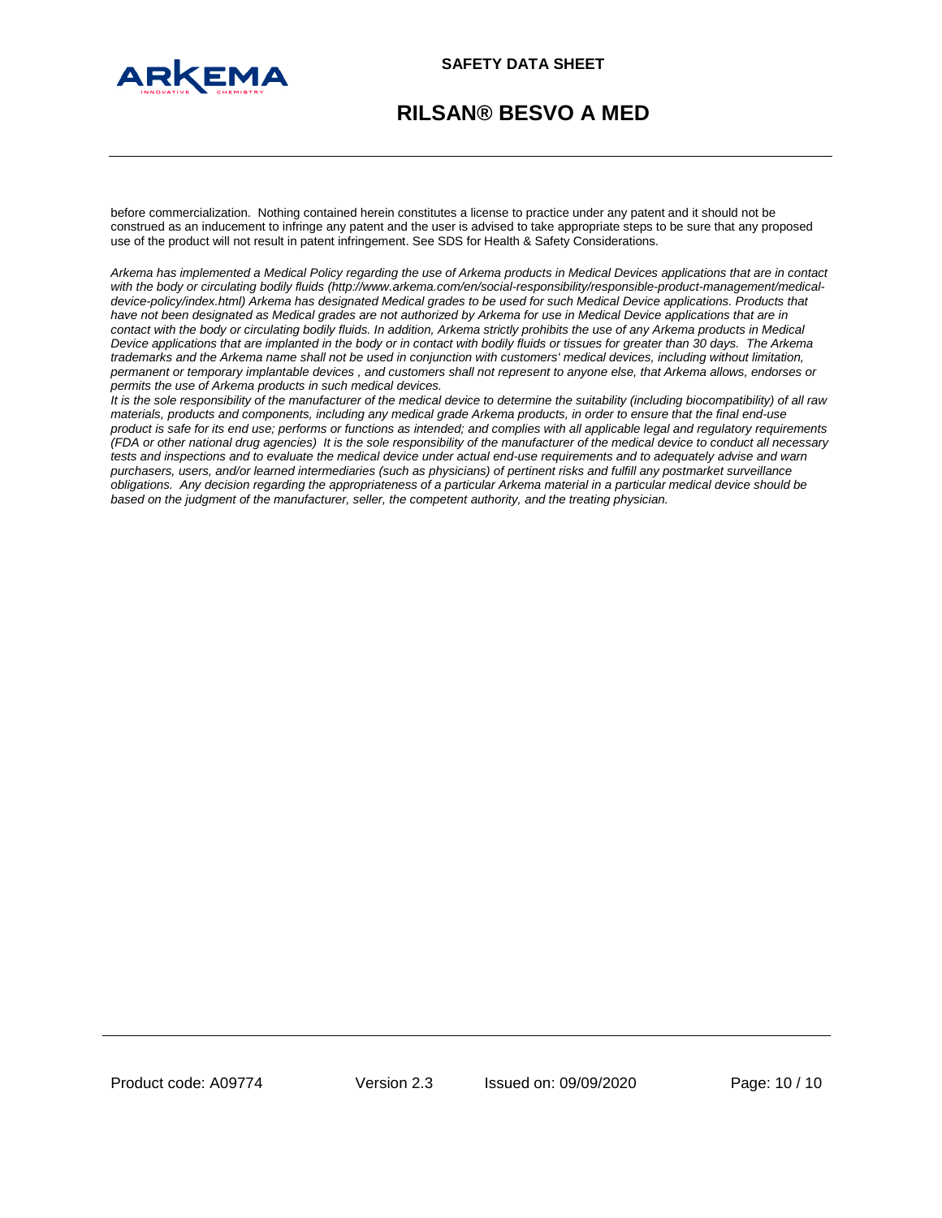before commercialization. Nothing contained herein constitutes a license to practice under any patent and it should not be construed as an inducement to infringe any patent and the user is advised to take appropriate steps to be sure that any proposed use of the product will not result in patent infringement. See SDS for Health & Safety Considerations.

*Arkema has implemented a Medical Policy regarding the use of Arkema products in Medical Devices applications that are in contact with the body or circulating bodily fluids (http://www.arkema.com/en/social-responsibility/responsible-product-management/medical-device-policy/index.html) Arkema has designated Medical grades to be used for such Medical Device applications. Products that have not been designated as Medical grades are not authorized by Arkema for use in Medical Device applications that are in contact with the body or circulating bodily fluids. In addition, Arkema strictly prohibits the use of any Arkema products in Medical Device applications that are implanted in the body or in contact with bodily fluids or tissues for greater than 30 days. The Arkema trademarks and the Arkema name shall not be used in conjunction with customers' medical devices, including without limitation, permanent or temporary implantable devices , and customers shall not represent to anyone else, that Arkema allows, endorses or permits the use of Arkema products in such medical devices.*

*It is the sole responsibility of the manufacturer of the medical device to determine the suitability (including biocompatibility) of all raw materials, products and components, including any medical grade Arkema products, in order to ensure that the final end-use product is safe for its end use; performs or functions as intended; and complies with all applicable legal and regulatory requirements (FDA or other national drug agencies) It is the sole responsibility of the manufacturer of the medical device to conduct all necessary tests and inspections and to evaluate the medical device under actual end-use requirements and to adequately advise and warn purchasers, users, and/or learned intermediaries (such as physicians) of pertinent risks and fulfill any postmarket surveillance obligations. Any decision regarding the appropriateness of a particular Arkema material in a particular medical device should be based on the judgment of the manufacturer, seller, the competent authority, and the treating physician.*